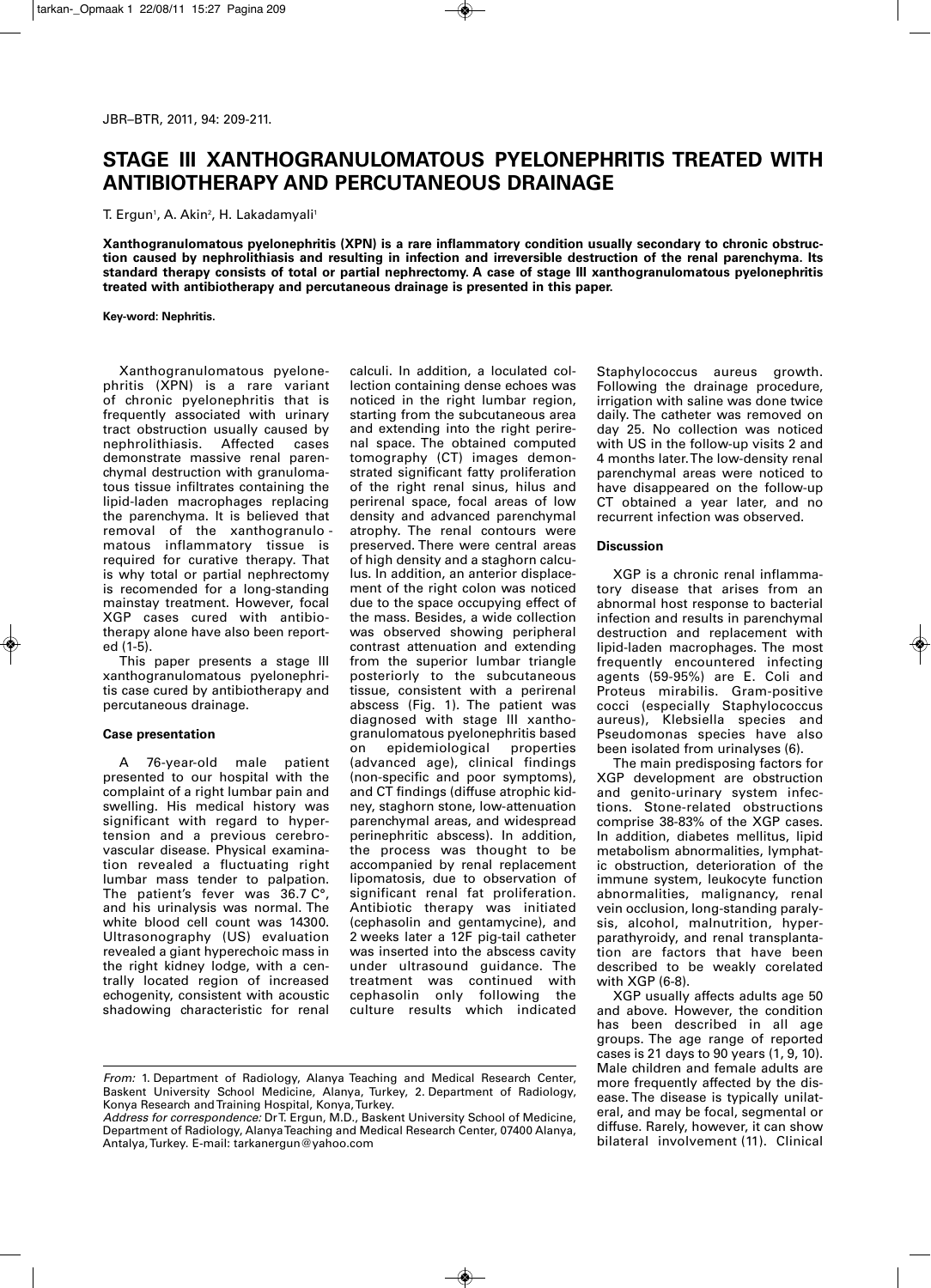# STAGE III XANTHOGRANULOMATOUS PYELONEPHRITIS TREATED WITH ANTIBIOTHERAPY AND PERCUTANEOUS DRAINAGE

T. Ergun[1], A. Akin[2], H. Lakadamyali[1]

**Xanthogranulomatous pyelonephritis (XPN) is a rare inflammatory condition usually secondary to chronic obstruction caused by nephrolithiasis and resulting in infection and irreversible destruction of the renal parenchyma. Its standard therapy consists of total or partial nephrectomy. A case of stage III xanthogranulomatous pyelonephritis treated with antibiotherapy and percutaneous drainage is presented in this paper.**

**Key-word: Nephritis.**

Xanthogranulomatous pyelonephritis (XPN) is a rare variant of chronic pyelonephritis that is frequently associated with urinary tract obstruction usually caused by nephrolithiasis. Affected cases demonstrate massive renal parenchymal destruction with granulomatous tissue infiltrates containing the lipid-laden macrophages replacing the parenchyma. It is believed that removal of the xanthogranulomatous inflammatory tissue is required for curative therapy. That is why total or partial nephrectomy is recomended for a long-standing mainstay treatment. However, focal XGP cases cured with antibiotherapy alone have also been reported (1-5).

This paper presents a stage III xanthogranulomatous pyelonephritis case cured by antibiotherapy and percutaneous drainage.

## Case presentation

A 76-year-old male patient presented to our hospital with the complaint of a right lumbar pain and swelling. His medical history was significant with regard to hypertension and a previous cerebrovascular disease. Physical examination revealed a fluctuating right lumbar mass tender to palpation. The patient's fever was 36.7 C°, and his urinalysis was normal. The white blood cell count was 14300. Ultrasonography (US) evaluation revealed a giant hyperechoic mass in the right kidney lodge, with a centrally located region of increased echogenity, consistent with acoustic shadowing characteristic for renal calculi. In addition, a loculated collection containing dense echoes was noticed in the right lumbar region, starting from the subcutaneous area and extending into the right perirenal space. The obtained computed tomography (CT) images demonstrated significant fatty proliferation of the right renal sinus, hilus and perirenal space, focal areas of low density and advanced parenchymal atrophy. The renal contours were preserved. There were central areas of high density and a staghorn calculus. In addition, an anterior displacement of the right colon was noticed due to the space occupying effect of the mass. Besides, a wide collection was observed showing peripheral contrast attenuation and extending from the superior lumbar triangle posteriorly to the subcutaneous tissue, consistent with a perirenal abscess (Fig. 1). The patient was diagnosed with stage III xanthogranulomatous pyelonephritis based on epidemiological properties (advanced age), clinical findings (non-specific and poor symptoms), and CT findings (diffuse atrophic kidney, staghorn stone, low-attenuation parenchymal areas, and widespread perinephritic abscess). In addition, the process was thought to be accompanied by renal replacement lipomatosis, due to observation of significant renal fat proliferation. Antibiotic therapy was initiated (cephasolin and gentamycine), and 2 weeks later a 12F pig-tail catheter was inserted into the abscess cavity under ultrasound guidance. The treatment was continued with cephasolin only following the culture results which indicated Staphylococcus aureus growth. Following the drainage procedure, irrigation with saline was done twice daily. The catheter was removed on day 25. No collection was noticed with US in the follow-up visits 2 and 4 months later. The low-density renal parenchymal areas were noticed to have disappeared on the follow-up CT obtained a year later, and no recurrent infection was observed.

## Discussion

XGP is a chronic renal inflammatory disease that arises from an abnormal host response to bacterial infection and results in parenchymal destruction and replacement with lipid-laden macrophages. The most frequently encountered infecting agents (59-95%) are E. Coli and Proteus mirabilis. Gram-positive cocci (especially Staphylococcus aureus), Klebsiella species and Pseudomonas species have also been isolated from urinalyses (6).

The main predisposing factors for XGP development are obstruction and genito-urinary system infections. Stone-related obstructions comprise 38-83% of the XGP cases. In addition, diabetes mellitus, lipid metabolism abnormalities, lymphatic obstruction, deterioration of the immune system, leukocyte function abnormalities, renal vein occlusion, long-standing paralysis, alcohol, malnutrition, hyperparathyroidy, malignancy, and renal transplantation are factors that have been described to be weakly corelated with XGP (6-8).

XGP usually affects adults age 50 and above. However, the condition has been described in all age groups. The age range of reported cases is 21 days to 90 years (1, 9, 10). Male children and female adults are more frequently affected by the disease. The disease is typically unilateral, and may be focal, segmental or diffuse. Rarely, however, it can show bilateral involvement (11). Clinical

*From:* 1. Department of Radiology, Alanya Teaching and Medical Research Center, Baskent University School Medicine, Alanya, Turkey, 2. Department of Radiology, Konya Research and Training Hospital, Konya, Turkey.
*Address for correspondence:* Dr T. Ergun, M.D., Baskent University School of Medicine, Department of Radiology, Alanya Teaching and Medical Research Center, 07400 Alanya, Antalya, Turkey. E-mail: tarkanergun@yahoo.com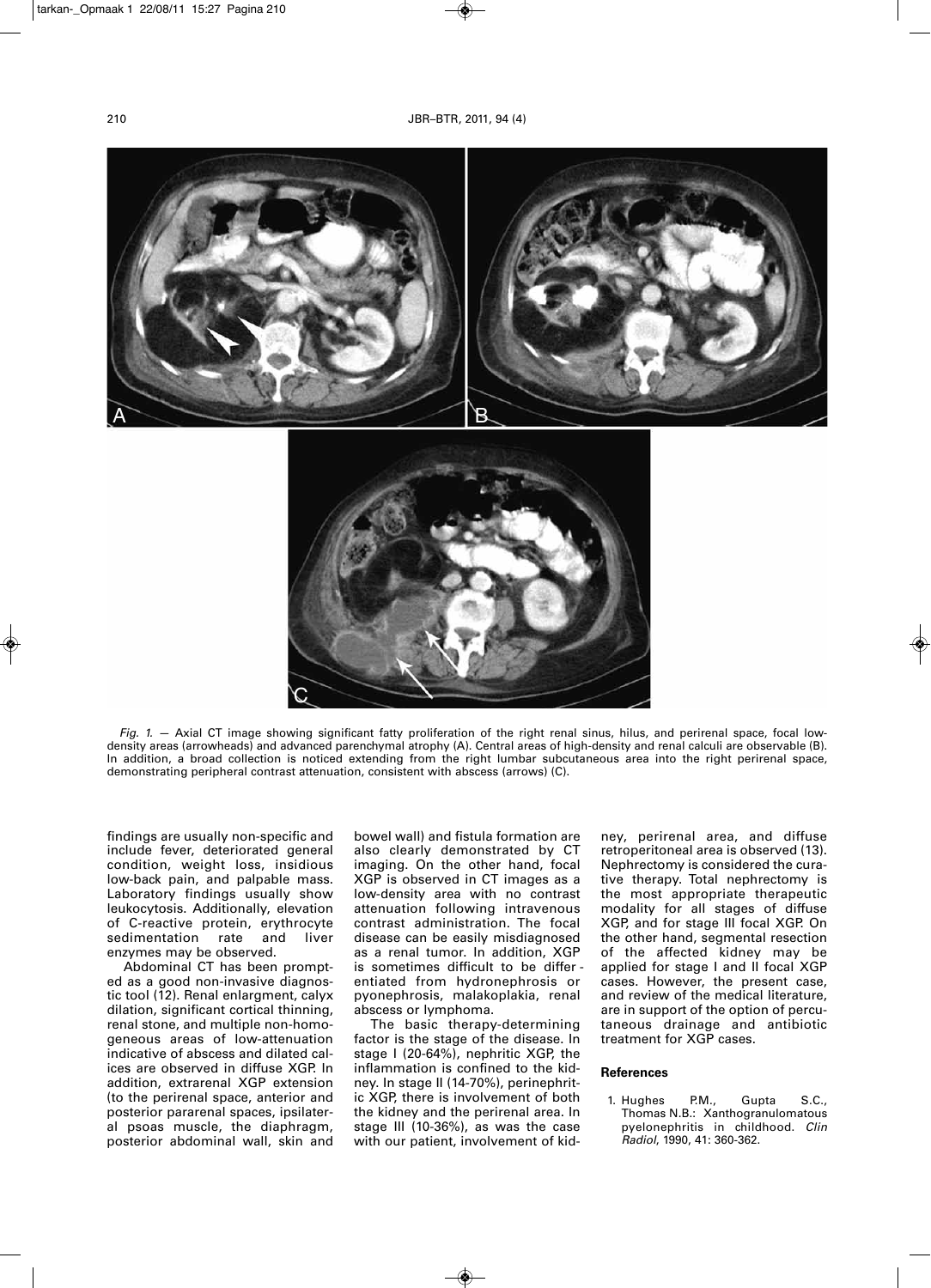*Fig. 1.* — Axial CT image showing significant fatty proliferation of the right renal sinus, hilus, and perirenal space, focal low-density areas (arrowheads) and advanced parenchymal atrophy (A). Central areas of high-density and renal calculi are observable (B). In addition, a broad collection is noticed extending from the right lumbar subcutaneous area into the right perirenal space, demonstrating peripheral contrast attenuation, consistent with abscess (arrows) (C).

findings are usually non-specific and include fever, deteriorated general condition, weight loss, insidious low-back pain, and palpable mass. Laboratory findings usually show leukocytosis. Additionally, elevation of C-reactive protein, erythrocyte sedimentation rate and liver enzymes may be observed.

Abdominal CT has been prompted as a good non-invasive diagnostic tool (12). Renal enlargment, calyx dilation, significant cortical thinning, renal stone, and multiple non-homogeneous areas of low-attenuation indicative of abscess and dilated calices are observed in diffuse XGP. In addition, extrarenal XGP extension (to the perirenal space, anterior and posterior pararenal spaces, ipsilateral psoas muscle, the diaphragm, posterior abdominal wall, skin and bowel wall) and fistula formation are also clearly demonstrated by CT imaging. On the other hand, focal XGP is observed in CT images as a low-density area with no contrast attenuation following intravenous contrast administration. The focal disease can be easily misdiagnosed as a renal tumor. In addition, XGP is sometimes difficult to be differentiated from hydronephrosis or pyonephrosis, malakoplakia, renal abscess or lymphoma.

The basic therapy-determining factor is the stage of the disease. In stage I (20-64%), nephritic XGP, the inflammation is confined to the kidney. In stage II (14-70%), perinephritic XGP, there is involvement of both the kidney and the perirenal area. In stage III (10-36%), as was the case with our patient, involvement of kidney, perirenal area, and diffuse retroperitoneal area is observed (13). Nephrectomy is considered the curative therapy. Total nephrectomy is the most appropriate therapeutic modality for all stages of diffuse XGP, and for stage III focal XGP. On the other hand, segmental resection of the affected kidney may be applied for stage I and II focal XGP cases. However, the present case, and review of the medical literature, are in support of the option of percutaneous drainage and antibiotic treatment for XGP cases.

## References

1. Hughes P.M., Gupta S.C., Thomas N.B.: Xanthogranulomatous pyelonephritis in childhood. *Clin Radiol*, 1990, 41: 360-362.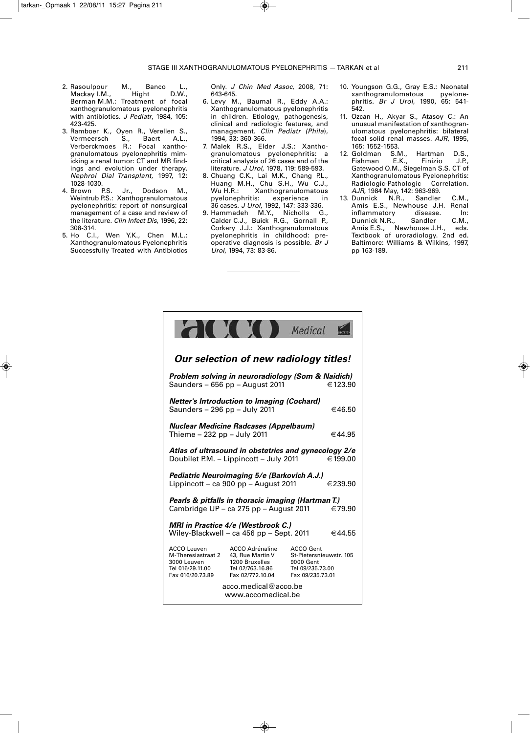2. Rasoulpour M., Banco L., Mackay I.M., Hight D.W., Berman M.M.: Treatment of focal xanthogranulomatous pyelonephritis with antibiotics. *J Pediatr*, 1984, 105: 423-425.
3. Ramboer K., Oyen R., Verellen S., Vermeersch S., Baert A.L., Verberckmoes R.: Focal xanthogranulomatous pyelonephritis mimicking a renal tumor: CT and MR findings and evolution under therapy. *Nephrol Dial Transplant*, 1997, 12: 1028-1030.
4. Brown P.S. Jr., Dodson M., Weintrub P.S.: Xanthogranulomatous pyelonephritis: report of nonsurgical management of a case and review of the literature. *Clin Infect Dis*, 1996, 22: 308-314.
5. Ho C.I., Wen Y.K., Chen M.L.: Xanthogranulomatous Pyelonephritis Successfully Treated with Antibiotics Only. *J Chin Med Assoc*, 2008, 71: 643-645.
6. Levy M., Baumal R., Eddy A.A.: Xanthogranulomatous pyelonephritis in children. Etiology, pathogenesis, clinical and radiologic features, and management. *Clin Pediatr (Phila)*, 1994, 33: 360-366.
7. Malek R.S., Elder J.S.: Xanthogranulomatous pyelonephritis: a critical analysis of 26 cases and of the literature. *J Urol*, 1978, 119: 589-593.
8. Chuang C.K., Lai M.K., Chang P.L., Huang M.H., Chu S.H., Wu C.J., Wu H.R.: Xanthogranulomatous pyelonephritis: experience in 36 cases. *J Urol*, 1992, 147: 333-336.
9. Hammadeh M.Y., Nicholls G., Calder C.J., Buick R.G., Gornall P., Corkery J.J.: Xanthogranulomatous pyelonephritis in childhood: preoperative diagnosis is possible. *Br J Urol*, 1994, 73: 83-86.
10. Youngson G.G., Gray E.S.: Neonatal xanthogranulomatous pyelonephritis. *Br J Urol*, 1990, 65: 541-542.
11. Ozcan H., Akyar S., Atasoy C.: An unusual manifestation of xanthogranulomatous pyelonephritis: bilateral focal solid renal masses. *AJR*, 1995, 165: 1552-1553.
12. Goldman S.M., Hartman D.S., Fishman E.K., Finizio J.P., Gatewood O.M., Siegelman S.S. CT of Xanthogranulomatous Pyelonephritis: Radiologic-Pathologic Correlation. *AJR*, 1984 May, 142: 963-969.
13. Dunnick N.R., Sandler C.M., Amis E.S., Newhouse J.H. Renal inflammatory disease. In: Dunnick N.R., Sandler C.M., Amis E.S., Newhouse J.H., eds. Textbook of uroradiology. 2nd ed. Baltimore: Williams & Wilkins, 1997, pp 163-189.

---

acco Medical

***Our selection of new radiology titles!***

***Problem solving in neuroradiology (Som & Naidich)***
Saunders – 656 pp – August 2011 — €123.90

***Netter's Introduction to Imaging (Cochard)***
Saunders – 296 pp – July 2011 — €46.50

***Nuclear Medicine Radcases (Appelbaum)***
Thieme – 232 pp – July 2011 — €44.95

***Atlas of ultrasound in obstetrics and gynecology 2/e***
Doubilet P.M. – Lippincott – July 2011 — €199.00

***Pediatric Neuroimaging 5/e (Barkovich A.J.)***
Lippincott – ca 900 pp – August 2011 — €239.90

***Pearls & pitfalls in thoracic imaging (Hartman T.)***
Cambridge UP – ca 275 pp – August 2011 — €79.90

***MRI in Practice 4/e (Westbrook C.)***
Wiley-Blackwell – ca 456 pp – Sept. 2011 — €44.55

ACCO Leuven
M-Theresiastraat 2
3000 Leuven
Tel 016/29.11.00
Fax 016/20.73.89

ACCO Adrénaline
43, Rue Martin V
1200 Bruxelles
Tel 02/763.16.86
Fax 02/772.10.04

ACCO Gent
St-Pietersnieuwstr. 105
9000 Gent
Tel 09/235.73.00
Fax 09/235.73.01

acco.medical@acco.be
www.accomedical.be